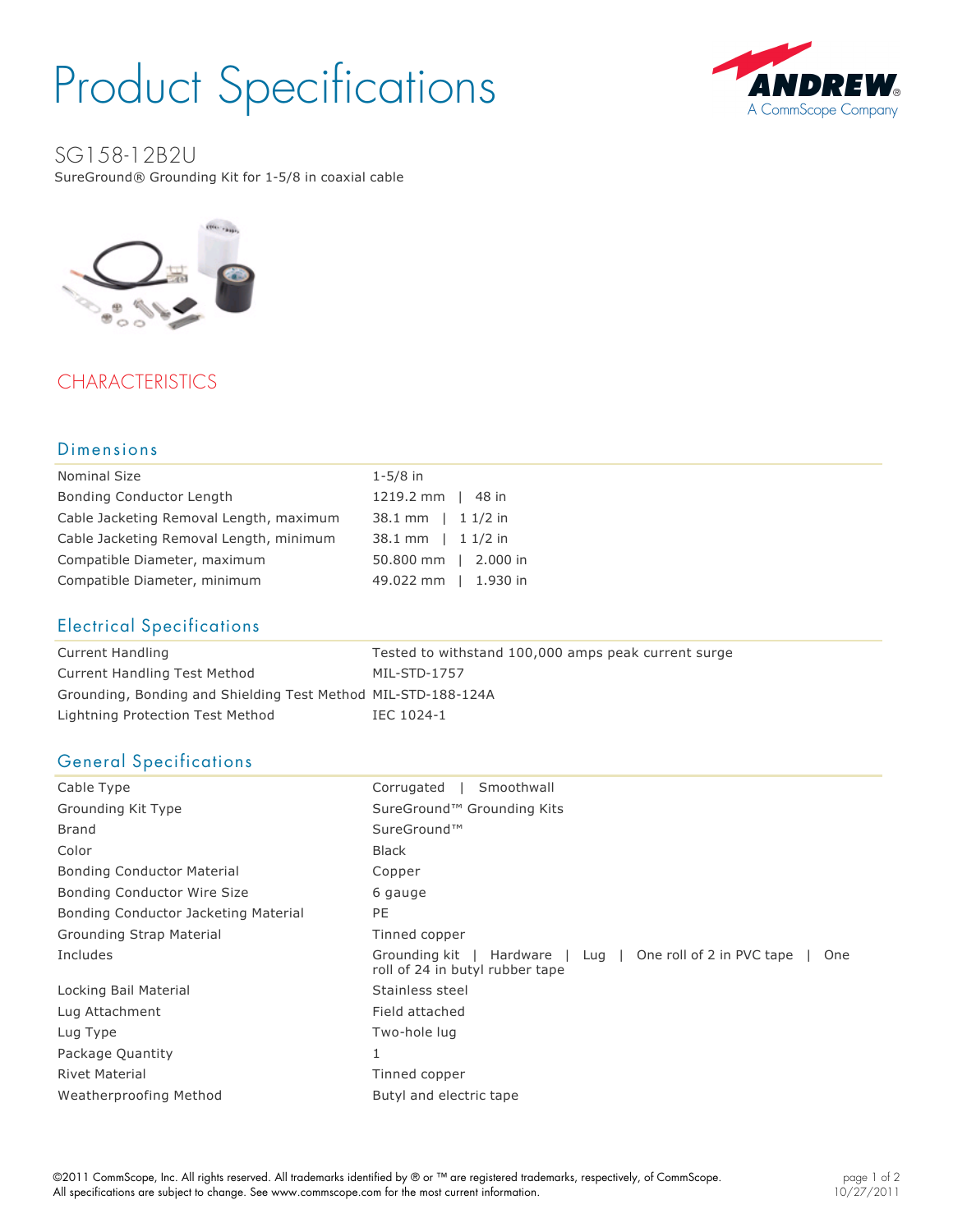# Product Specifications

## SG158-12B2U

SureGround® Grounding Kit for 1-5/8 in coaxial cable

## CHARACTERISTICS

### Dimensions

| | |
|---|---|
| Nominal Size | 1-5/8 in |
| Bonding Conductor Length | 1219.2 mm \| 48 in |
| Cable Jacketing Removal Length, maximum | 38.1 mm \| 1 1/2 in |
| Cable Jacketing Removal Length, minimum | 38.1 mm \| 1 1/2 in |
| Compatible Diameter, maximum | 50.800 mm \| 2.000 in |
| Compatible Diameter, minimum | 49.022 mm \| 1.930 in |

### Electrical Specifications

| | |
|---|---|
| Current Handling | Tested to withstand 100,000 amps peak current surge |
| Current Handling Test Method | MIL-STD-1757 |
| Grounding, Bonding and Shielding Test Method | MIL-STD-188-124A |
| Lightning Protection Test Method | IEC 1024-1 |

### General Specifications

| | |
|---|---|
| Cable Type | Corrugated \| Smoothwall |
| Grounding Kit Type | SureGround™ Grounding Kits |
| Brand | SureGround™ |
| Color | Black |
| Bonding Conductor Material | Copper |
| Bonding Conductor Wire Size | 6 gauge |
| Bonding Conductor Jacketing Material | PE |
| Grounding Strap Material | Tinned copper |
| Includes | Grounding kit \| Hardware \| Lug \| One roll of 2 in PVC tape \| One roll of 24 in butyl rubber tape |
| Locking Bail Material | Stainless steel |
| Lug Attachment | Field attached |
| Lug Type | Two-hole lug |
| Package Quantity | 1 |
| Rivet Material | Tinned copper |
| Weatherproofing Method | Butyl and electric tape |

©2011 CommScope, Inc. All rights reserved. All trademarks identified by ® or ™ are registered trademarks, respectively, of CommScope. All specifications are subject to change. See www.commscope.com for the most current information.

10/27/2011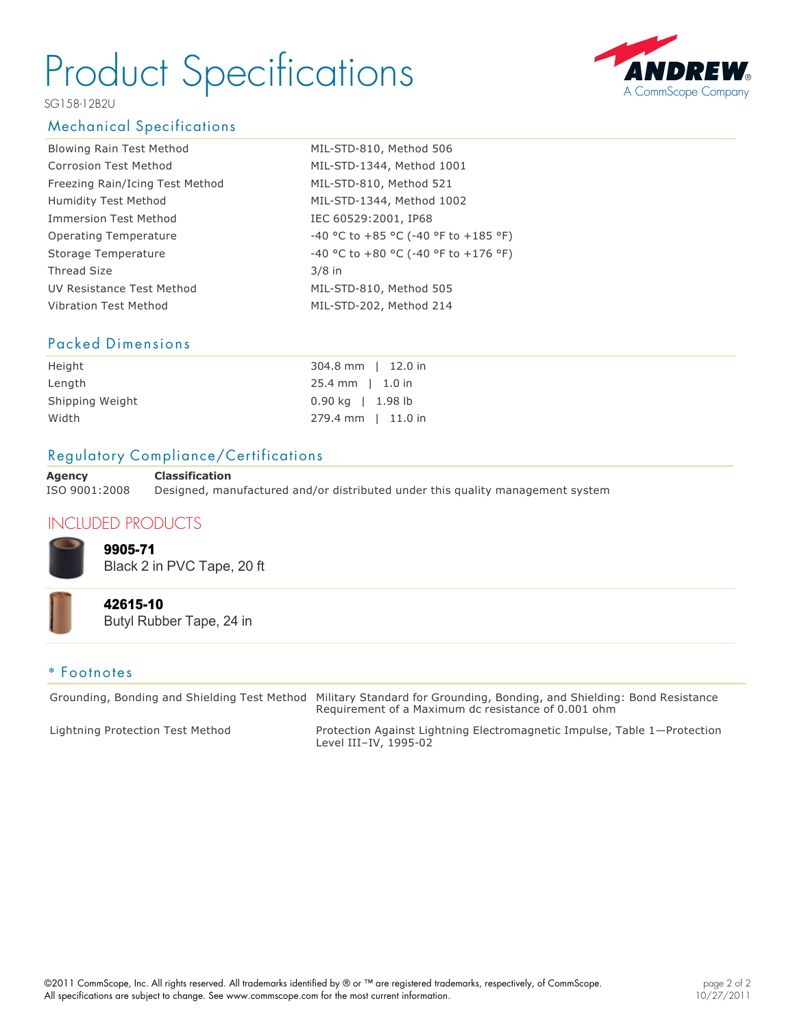# Product Specifications

SG158-12B2U

## Mechanical Specifications

| | |
|---|---|
| Blowing Rain Test Method | MIL-STD-810, Method 506 |
| Corrosion Test Method | MIL-STD-1344, Method 1001 |
| Freezing Rain/Icing Test Method | MIL-STD-810, Method 521 |
| Humidity Test Method | MIL-STD-1344, Method 1002 |
| Immersion Test Method | IEC 60529:2001, IP68 |
| Operating Temperature | -40 °C to +85 °C (-40 °F to +185 °F) |
| Storage Temperature | -40 °C to +80 °C (-40 °F to +176 °F) |
| Thread Size | 3/8 in |
| UV Resistance Test Method | MIL-STD-810, Method 505 |
| Vibration Test Method | MIL-STD-202, Method 214 |

## Packed Dimensions

| | |
|---|---|
| Height | 304.8 mm \| 12.0 in |
| Length | 25.4 mm \| 1.0 in |
| Shipping Weight | 0.90 kg \| 1.98 lb |
| Width | 279.4 mm \| 11.0 in |

## Regulatory Compliance/Certifications

| Agency | Classification |
|---|---|
| ISO 9001:2008 | Designed, manufactured and/or distributed under this quality management system |

## INCLUDED PRODUCTS

**9905-71**
Black 2 in PVC Tape, 20 ft

**42615-10**
Butyl Rubber Tape, 24 in

## * Footnotes

| | |
|---|---|
| Grounding, Bonding and Shielding Test Method | Military Standard for Grounding, Bonding, and Shielding: Bond Resistance Requirement of a Maximum dc resistance of 0.001 ohm |
| Lightning Protection Test Method | Protection Against Lightning Electromagnetic Impulse, Table 1—Protection Level III–IV, 1995-02 |

©2011 CommScope, Inc. All rights reserved. All trademarks identified by ® or ™ are registered trademarks, respectively, of CommScope.
All specifications are subject to change. See www.commscope.com for the most current information.

10/27/2011